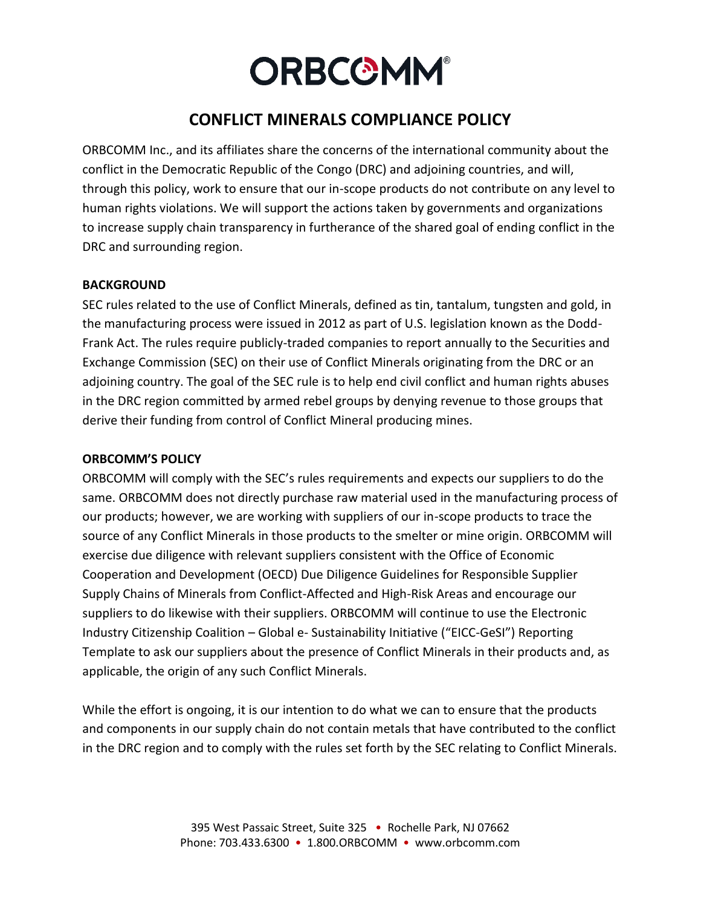# ORBCOMM®

## CONFLICT MINERALS COMPLIANCE POLICY

ORBCOMM Inc., and its affiliates share the concerns of the international community about the conflict in the Democratic Republic of the Congo (DRC) and adjoining countries, and will, through this policy, work to ensure that our in-scope products do not contribute on any level to human rights violations. We will support the actions taken by governments and organizations to increase supply chain transparency in furtherance of the shared goal of ending conflict in the DRC and surrounding region.

**BACKGROUND**

SEC rules related to the use of Conflict Minerals, defined as tin, tantalum, tungsten and gold, in the manufacturing process were issued in 2012 as part of U.S. legislation known as the Dodd-Frank Act. The rules require publicly-traded companies to report annually to the Securities and Exchange Commission (SEC) on their use of Conflict Minerals originating from the DRC or an adjoining country. The goal of the SEC rule is to help end civil conflict and human rights abuses in the DRC region committed by armed rebel groups by denying revenue to those groups that derive their funding from control of Conflict Mineral producing mines.

**ORBCOMM'S POLICY**

ORBCOMM will comply with the SEC's rules requirements and expects our suppliers to do the same. ORBCOMM does not directly purchase raw material used in the manufacturing process of our products; however, we are working with suppliers of our in-scope products to trace the source of any Conflict Minerals in those products to the smelter or mine origin. ORBCOMM will exercise due diligence with relevant suppliers consistent with the Office of Economic Cooperation and Development (OECD) Due Diligence Guidelines for Responsible Supplier Supply Chains of Minerals from Conflict-Affected and High-Risk Areas and encourage our suppliers to do likewise with their suppliers. ORBCOMM will continue to use the Electronic Industry Citizenship Coalition – Global e- Sustainability Initiative ("EICC-GeSI") Reporting Template to ask our suppliers about the presence of Conflict Minerals in their products and, as applicable, the origin of any such Conflict Minerals.

While the effort is ongoing, it is our intention to do what we can to ensure that the products and components in our supply chain do not contain metals that have contributed to the conflict in the DRC region and to comply with the rules set forth by the SEC relating to Conflict Minerals.

395 West Passaic Street, Suite 325 • Rochelle Park, NJ 07662
Phone: 703.433.6300 • 1.800.ORBCOMM • www.orbcomm.com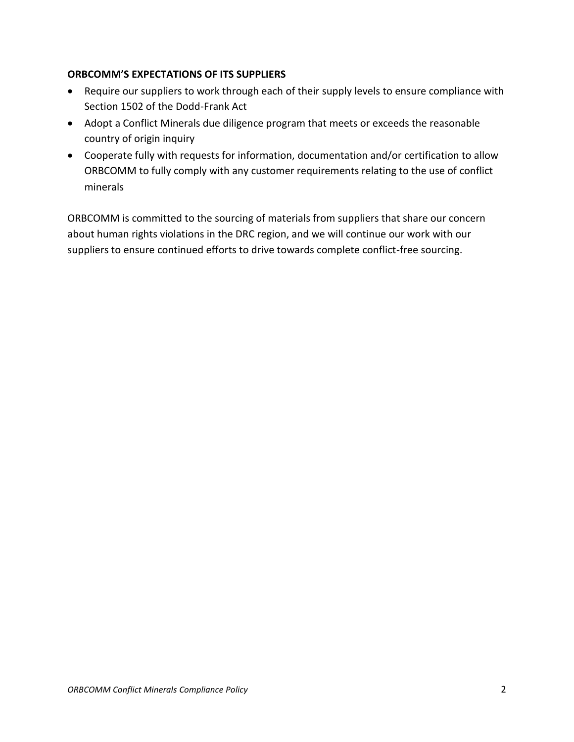**ORBCOMM'S EXPECTATIONS OF ITS SUPPLIERS**

- Require our suppliers to work through each of their supply levels to ensure compliance with Section 1502 of the Dodd-Frank Act
- Adopt a Conflict Minerals due diligence program that meets or exceeds the reasonable country of origin inquiry
- Cooperate fully with requests for information, documentation and/or certification to allow ORBCOMM to fully comply with any customer requirements relating to the use of conflict minerals

ORBCOMM is committed to the sourcing of materials from suppliers that share our concern about human rights violations in the DRC region, and we will continue our work with our suppliers to ensure continued efforts to drive towards complete conflict-free sourcing.